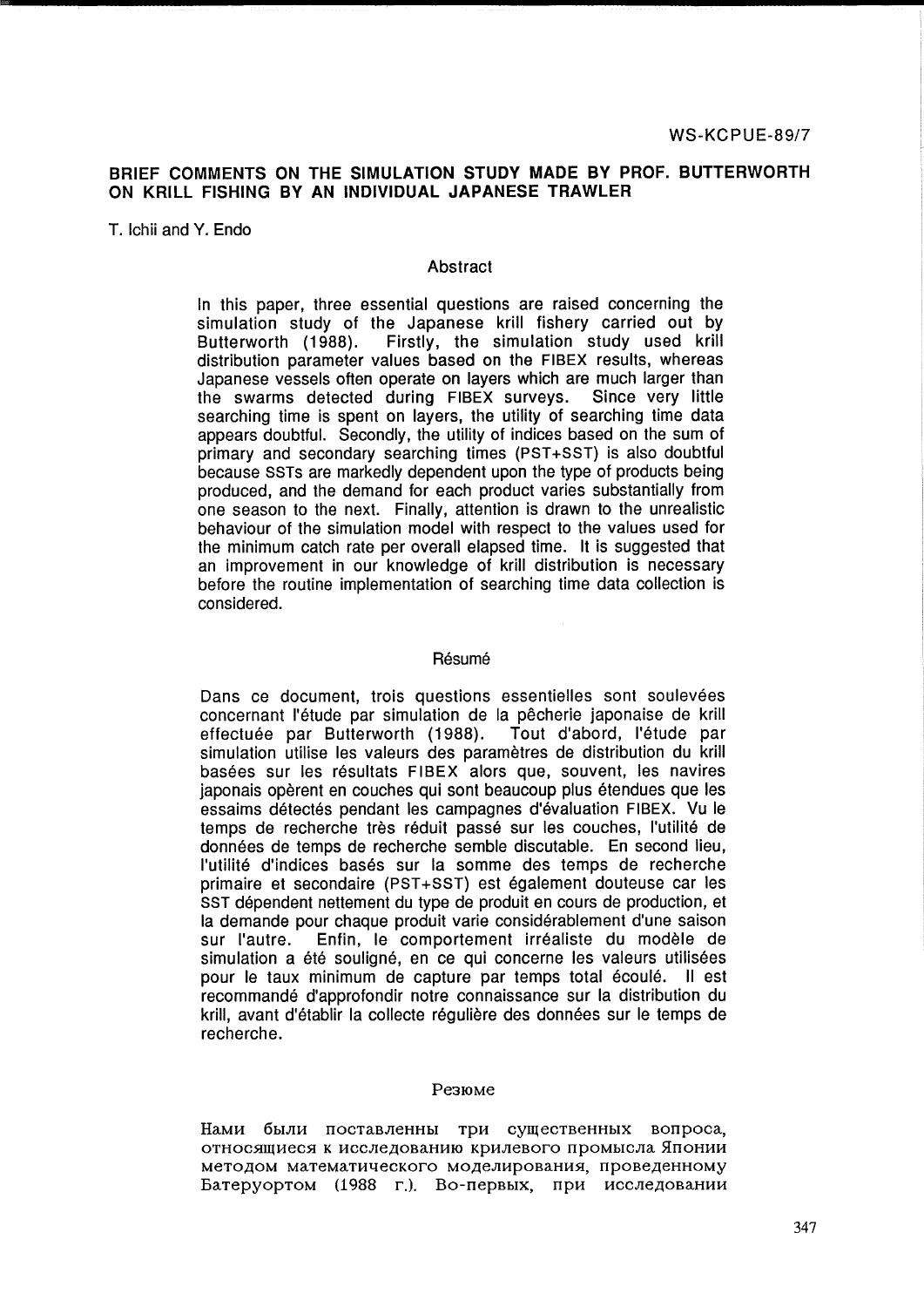WS-KCPUE-89/7

# BRIEF COMMENTS ON THE SIMULATION STUDY MADE BY PROF. BUTTERWORTH ON KRILL FISHING BY AN INDIVIDUAL JAPANESE TRAWLER

T. Ichii and Y. Endo

## Abstract

In this paper, three essential questions are raised concerning the simulation study of the Japanese krill fishery carried out by Butterworth (1988). Firstly, the simulation study used krill distribution parameter values based on the FIBEX results, whereas Japanese vessels often operate on layers which are much larger than the swarms detected during FIBEX surveys. Since very little searching time is spent on layers, the utility of searching time data appears doubtful. Secondly, the utility of indices based on the sum of primary and secondary searching times (PST+SST) is also doubtful because SSTs are markedly dependent upon the type of products being produced, and the demand for each product varies substantially from one season to the next. Finally, attention is drawn to the unrealistic behaviour of the simulation model with respect to the values used for the minimum catch rate per overall elapsed time. It is suggested that an improvement in our knowledge of krill distribution is necessary before the routine implementation of searching time data collection is considered.

## Résumé

Dans ce document, trois questions essentielles sont soulevées concernant l'étude par simulation de la pêcherie japonaise de krill effectuée par Butterworth (1988). Tout d'abord, l'étude par simulation utilise les valeurs des paramètres de distribution du krill basées sur les résultats FIBEX alors que, souvent, les navires japonais opèrent en couches qui sont beaucoup plus étendues que les essaims détectés pendant les campagnes d'évaluation FIBEX. Vu le temps de recherche très réduit passé sur les couches, l'utilité de données de temps de recherche semble discutable. En second lieu, l'utilité d'indices basés sur la somme des temps de recherche primaire et secondaire (PST+SST) est également douteuse car les SST dépendent nettement du type de produit en cours de production, et la demande pour chaque produit varie considérablement d'une saison sur l'autre. Enfin, le comportement irréaliste du modèle de simulation a été souligné, en ce qui concerne les valeurs utilisées pour le taux minimum de capture par temps total écoulé. Il est recommandé d'approfondir notre connaissance sur la distribution du krill, avant d'établir la collecte régulière des données sur le temps de recherche.

## Резюме

Нами были поставленны три существенных вопроса, относящиеся к исследованию крилевого промысла Японии методом математического моделирования, проведенному Батеруортом (1988 г.). Во-первых, при исследовании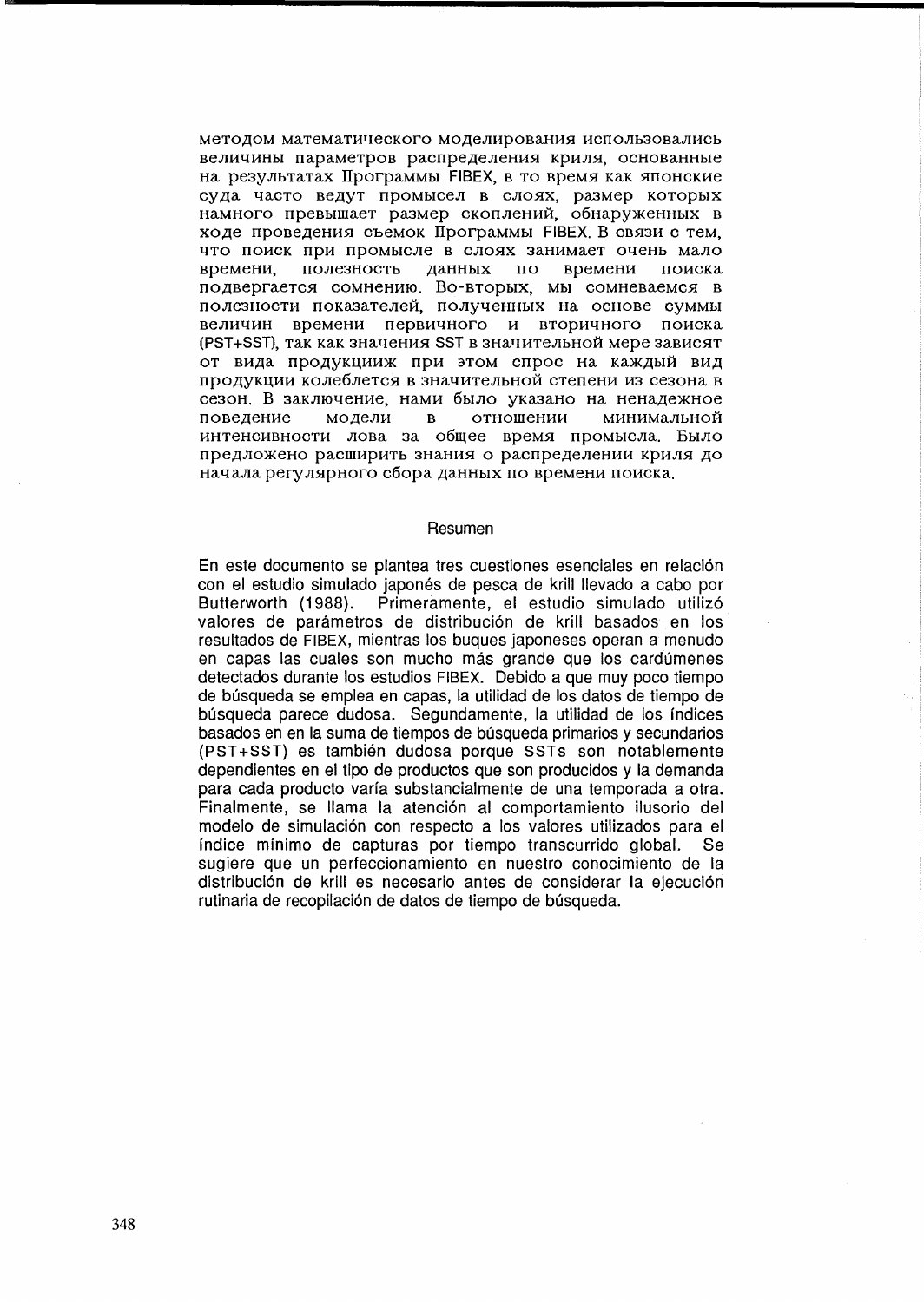методом математического моделирования использовались величины параметров распределения криля, основанные на результатах Программы FIBEX, в то время как японские суда часто ведут промысел в слоях, размер которых намного превышает размер скоплений, обнаруженных в ходе проведения съемок Программы FIBEX. В связи с тем, что поиск при промысле в слоях занимает очень мало времени, полезность данных по времени поиска подвергается сомнению. Во-вторых, мы сомневаемся в полезности показателей, полученных на основе суммы величин времени первичного и вторичного поиска (PST+SST), так как значения SST в значительной мере зависят от вида продукцииж при этом спрос на каждый вид продукции колеблется в значительной степени из сезона в сезон. В заключение, нами было указано на ненадежное поведение модели в отношении минимальной интенсивности лова за общее время промысла. Было предложено расширить знания о распределении криля до начала регулярного сбора данных по времени поиска.

## Resumen

En este documento se plantea tres cuestiones esenciales en relación con el estudio simulado japonés de pesca de krill llevado a cabo por Butterworth (1988). Primeramente, el estudio simulado utilizó valores de parámetros de distribución de krill basados en los resultados de FIBEX, mientras los buques japoneses operan a menudo en capas las cuales son mucho más grande que los cardúmenes detectados durante los estudios FIBEX. Debido a que muy poco tiempo de búsqueda se emplea en capas, la utilidad de los datos de tiempo de búsqueda parece dudosa. Segundamente, la utilidad de los índices basados en en la suma de tiempos de búsqueda primarios y secundarios (PST+SST) es también dudosa porque SSTs son notablemente dependientes en el tipo de productos que son producidos y la demanda para cada producto varía substancialmente de una temporada a otra. Finalmente, se llama la atención al comportamiento ilusorio del modelo de simulación con respecto a los valores utilizados para el índice mínimo de capturas por tiempo transcurrido global. Se sugiere que un perfeccionamiento en nuestro conocimiento de la distribución de krill es necesario antes de considerar la ejecución rutinaria de recopilación de datos de tiempo de búsqueda.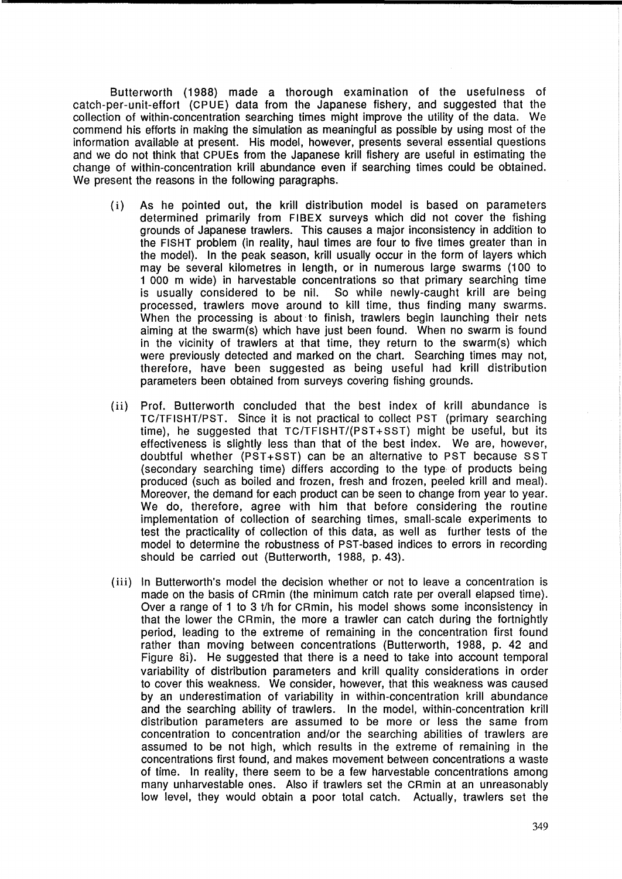Butterworth (1988) made a thorough examination of the usefulness of catch-per-unit-effort (CPUE) data from the Japanese fishery, and suggested that the collection of within-concentration searching times might improve the utility of the data. We commend his efforts in making the simulation as meaningful as possible by using most of the information available at present. His model, however, presents several essential questions and we do not think that CPUEs from the Japanese krill fishery are useful in estimating the change of within-concentration krill abundance even if searching times could be obtained. We present the reasons in the following paragraphs.

(i) As he pointed out, the krill distribution model is based on parameters determined primarily from FIBEX surveys which did not cover the fishing grounds of Japanese trawlers. This causes a major inconsistency in addition to the FISHT problem (in reality, haul times are four to five times greater than in the model). In the peak season, krill usually occur in the form of layers which may be several kilometres in length, or in numerous large swarms (100 to 1 000 m wide) in harvestable concentrations so that primary searching time is usually considered to be nil. So while newly-caught krill are being processed, trawlers move around to kill time, thus finding many swarms. When the processing is about to finish, trawlers begin launching their nets aiming at the swarm(s) which have just been found. When no swarm is found in the vicinity of trawlers at that time, they return to the swarm(s) which were previously detected and marked on the chart. Searching times may not, therefore, have been suggested as being useful had krill distribution parameters been obtained from surveys covering fishing grounds.

(ii) Prof. Butterworth concluded that the best index of krill abundance is TC/TFISHT/PST. Since it is not practical to collect PST (primary searching time), he suggested that TC/TFISHT/(PST+SST) might be useful, but its effectiveness is slightly less than that of the best index. We are, however, doubtful whether (PST+SST) can be an alternative to PST because SST (secondary searching time) differs according to the type of products being produced (such as boiled and frozen, fresh and frozen, peeled krill and meal). Moreover, the demand for each product can be seen to change from year to year. We do, therefore, agree with him that before considering the routine implementation of collection of searching times, small-scale experiments to test the practicality of collection of this data, as well as further tests of the model to determine the robustness of PST-based indices to errors in recording should be carried out (Butterworth, 1988, p. 43).

(iii) In Butterworth's model the decision whether or not to leave a concentration is made on the basis of CRmin (the minimum catch rate per overall elapsed time). Over a range of 1 to 3 t/h for CRmin, his model shows some inconsistency in that the lower the CRmin, the more a trawler can catch during the fortnightly period, leading to the extreme of remaining in the concentration first found rather than moving between concentrations (Butterworth, 1988, p. 42 and Figure 8i). He suggested that there is a need to take into account temporal variability of distribution parameters and krill quality considerations in order to cover this weakness. We consider, however, that this weakness was caused by an underestimation of variability in within-concentration krill abundance and the searching ability of trawlers. In the model, within-concentration krill distribution parameters are assumed to be more or less the same from concentration to concentration and/or the searching abilities of trawlers are assumed to be not high, which results in the extreme of remaining in the concentrations first found, and makes movement between concentrations a waste of time. In reality, there seem to be a few harvestable concentrations among many unharvestable ones. Also if trawlers set the CRmin at an unreasonably low level, they would obtain a poor total catch. Actually, trawlers set the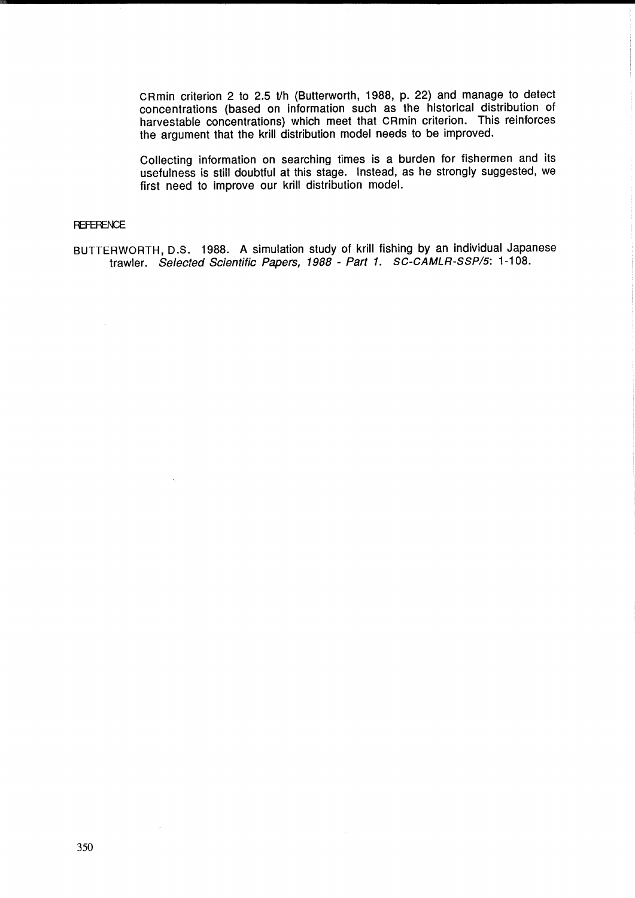CRmin criterion 2 to 2.5 t/h (Butterworth, 1988, p. 22) and manage to detect concentrations (based on information such as the historical distribution of harvestable concentrations) which meet that CRmin criterion. This reinforces the argument that the krill distribution model needs to be improved.

Collecting information on searching times is a burden for fishermen and its usefulness is still doubtful at this stage. Instead, as he strongly suggested, we first need to improve our krill distribution model.

## REFERENCE

BUTTERWORTH, D.S. 1988. A simulation study of krill fishing by an individual Japanese trawler. *Selected Scientific Papers, 1988 - Part 1. SC-CAMLR-SSP/5*: 1-108.